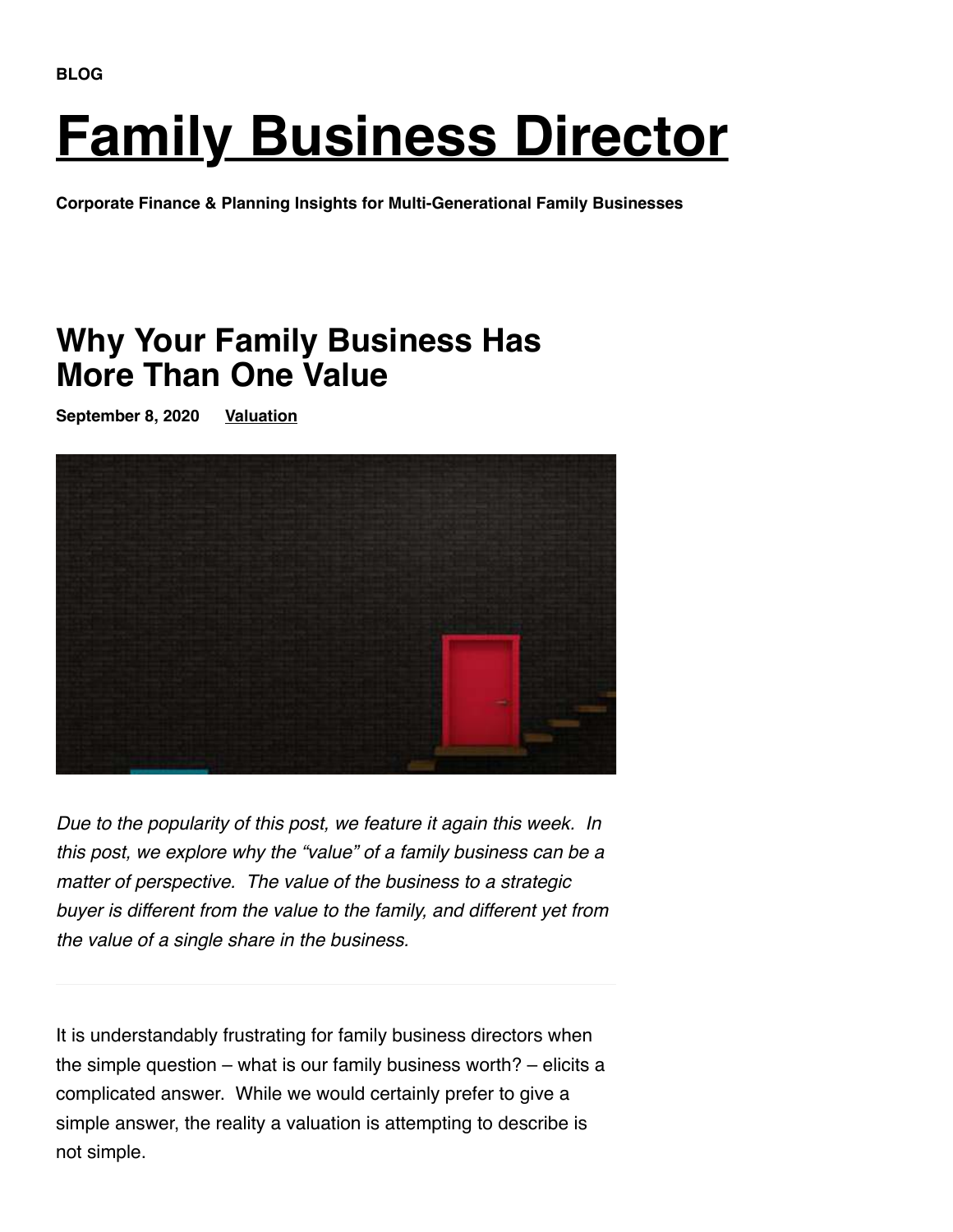BLOG

# Family Business Director

**Corporate Finance & Planning Insights for Multi-Generational Family Businesses**

## Why Your Family Business Has More Than One Value

**September 8, 2020** **Valuation**

*Due to the popularity of this post, we feature it again this week. In this post, we explore why the "value" of a family business can be a matter of perspective. The value of the business to a strategic buyer is different from the value to the family, and different yet from the value of a single share in the business.*

---

It is understandably frustrating for family business directors when the simple question – what is our family business worth? – elicits a complicated answer. While we would certainly prefer to give a simple answer, the reality a valuation is attempting to describe is not simple.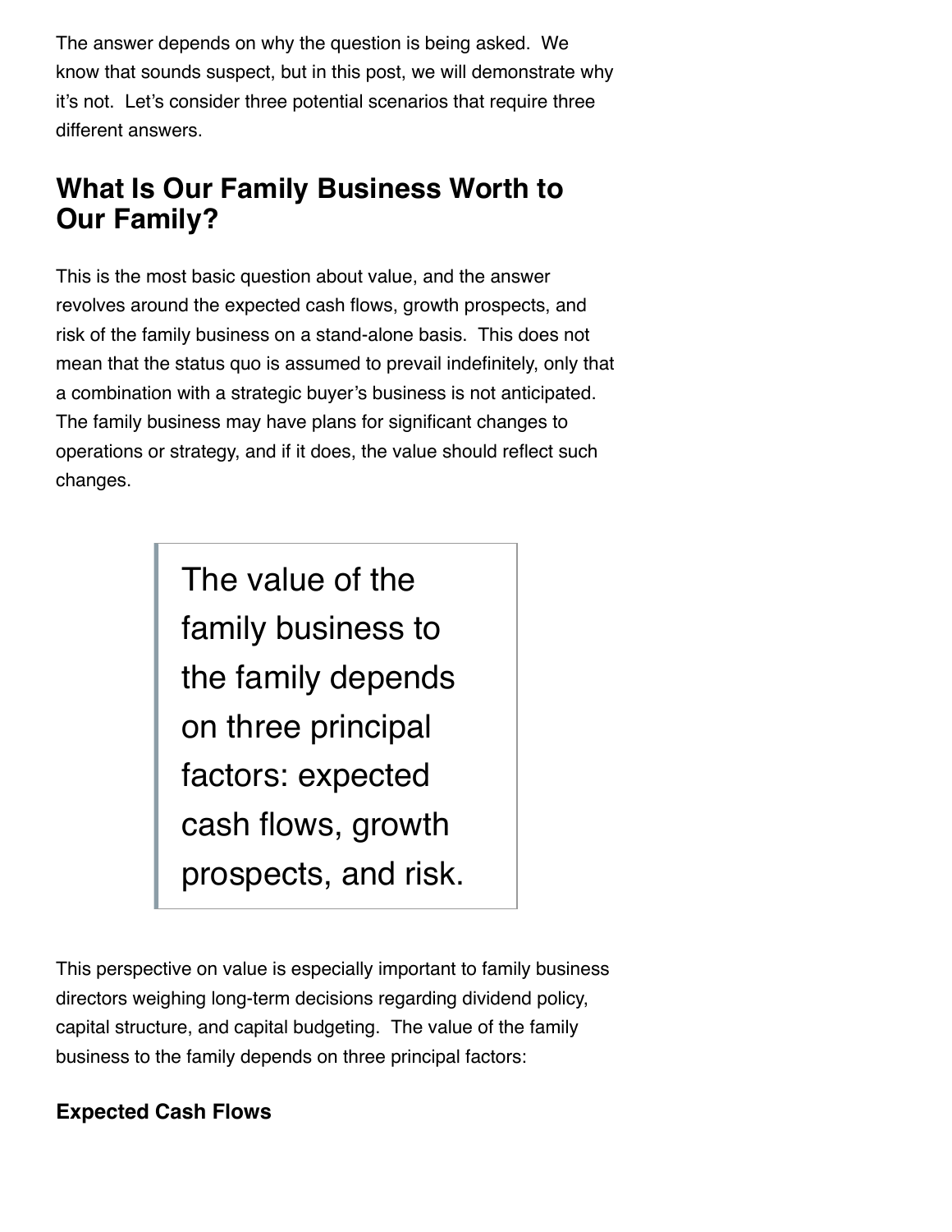The answer depends on why the question is being asked. We know that sounds suspect, but in this post, we will demonstrate why it's not. Let's consider three potential scenarios that require three different answers.

## What Is Our Family Business Worth to Our Family?

This is the most basic question about value, and the answer revolves around the expected cash flows, growth prospects, and risk of the family business on a stand-alone basis. This does not mean that the status quo is assumed to prevail indefinitely, only that a combination with a strategic buyer's business is not anticipated. The family business may have plans for significant changes to operations or strategy, and if it does, the value should reflect such changes.

> The value of the family business to the family depends on three principal factors: expected cash flows, growth prospects, and risk.

This perspective on value is especially important to family business directors weighing long-term decisions regarding dividend policy, capital structure, and capital budgeting. The value of the family business to the family depends on three principal factors:

### Expected Cash Flows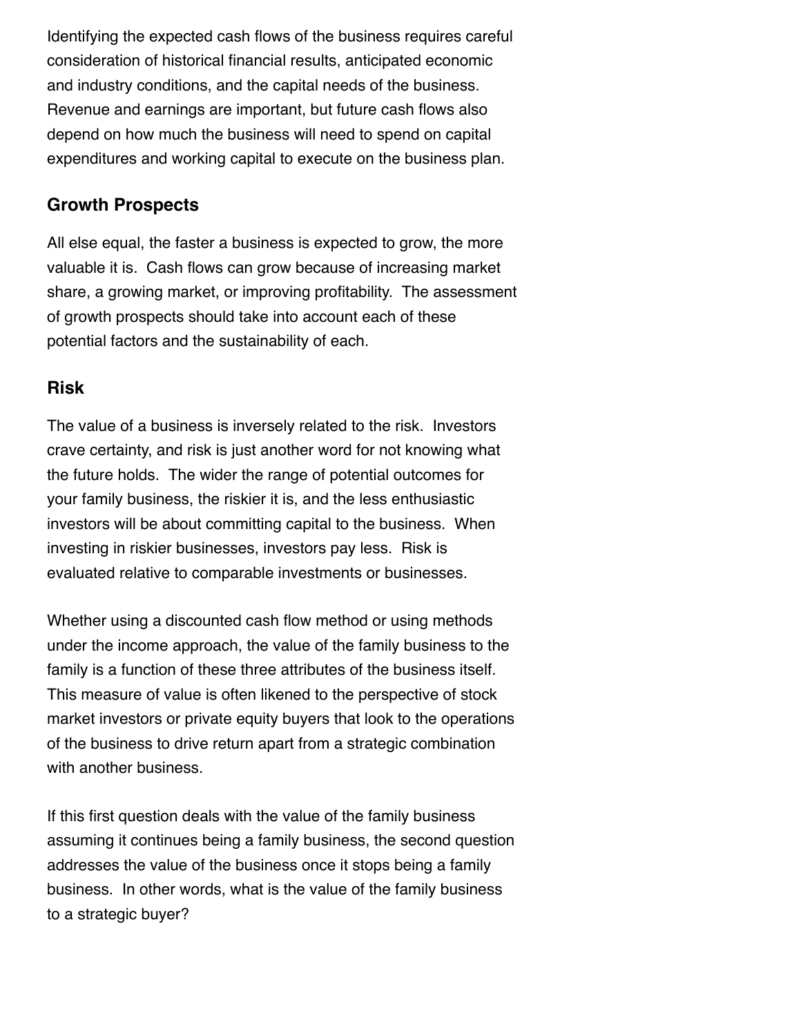Identifying the expected cash flows of the business requires careful consideration of historical financial results, anticipated economic and industry conditions, and the capital needs of the business. Revenue and earnings are important, but future cash flows also depend on how much the business will need to spend on capital expenditures and working capital to execute on the business plan.

## Growth Prospects

All else equal, the faster a business is expected to grow, the more valuable it is. Cash flows can grow because of increasing market share, a growing market, or improving profitability. The assessment of growth prospects should take into account each of these potential factors and the sustainability of each.

## Risk

The value of a business is inversely related to the risk. Investors crave certainty, and risk is just another word for not knowing what the future holds. The wider the range of potential outcomes for your family business, the riskier it is, and the less enthusiastic investors will be about committing capital to the business. When investing in riskier businesses, investors pay less. Risk is evaluated relative to comparable investments or businesses.

Whether using a discounted cash flow method or using methods under the income approach, the value of the family business to the family is a function of these three attributes of the business itself. This measure of value is often likened to the perspective of stock market investors or private equity buyers that look to the operations of the business to drive return apart from a strategic combination with another business.

If this first question deals with the value of the family business assuming it continues being a family business, the second question addresses the value of the business once it stops being a family business. In other words, what is the value of the family business to a strategic buyer?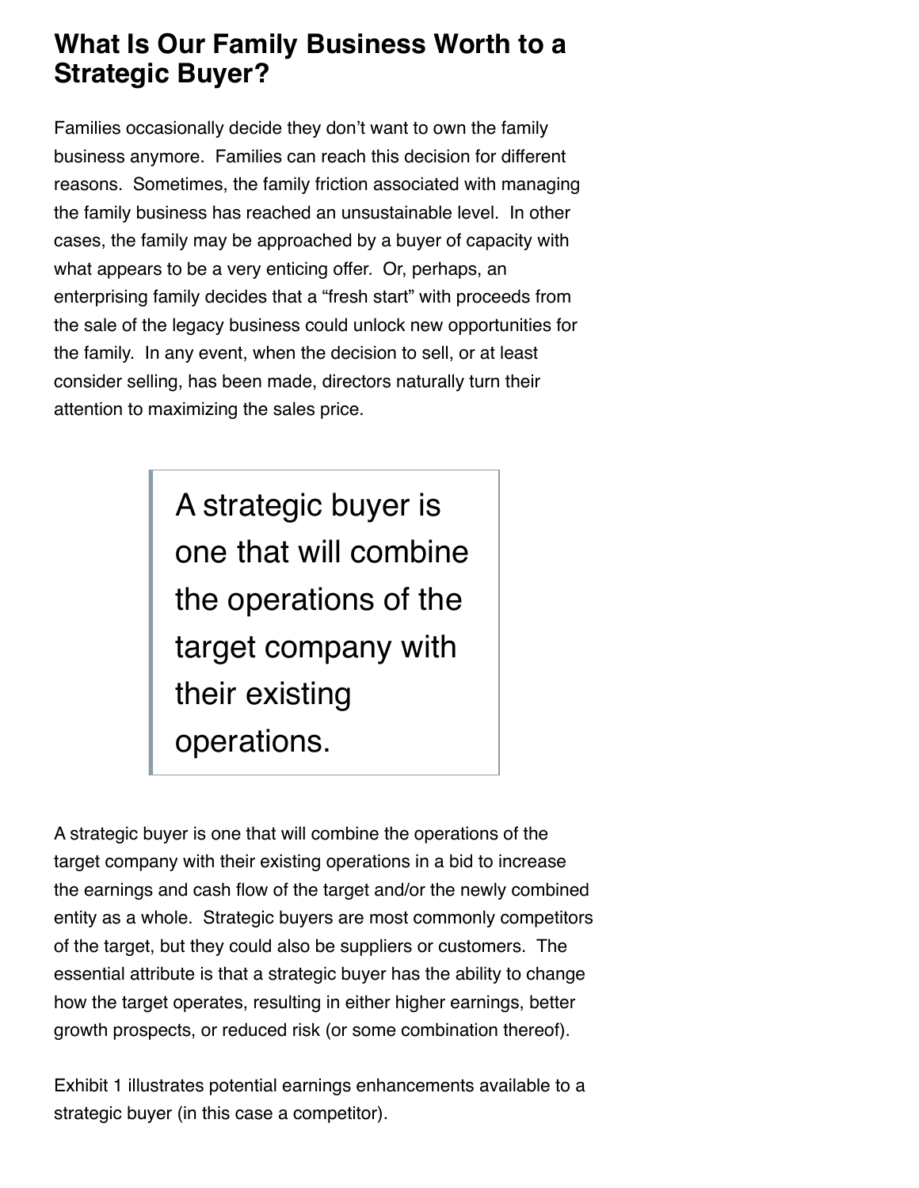## What Is Our Family Business Worth to a Strategic Buyer?

Families occasionally decide they don't want to own the family business anymore. Families can reach this decision for different reasons. Sometimes, the family friction associated with managing the family business has reached an unsustainable level. In other cases, the family may be approached by a buyer of capacity with what appears to be a very enticing offer. Or, perhaps, an enterprising family decides that a "fresh start" with proceeds from the sale of the legacy business could unlock new opportunities for the family. In any event, when the decision to sell, or at least consider selling, has been made, directors naturally turn their attention to maximizing the sales price.

> A strategic buyer is one that will combine the operations of the target company with their existing operations.

A strategic buyer is one that will combine the operations of the target company with their existing operations in a bid to increase the earnings and cash flow of the target and/or the newly combined entity as a whole. Strategic buyers are most commonly competitors of the target, but they could also be suppliers or customers. The essential attribute is that a strategic buyer has the ability to change how the target operates, resulting in either higher earnings, better growth prospects, or reduced risk (or some combination thereof).

Exhibit 1 illustrates potential earnings enhancements available to a strategic buyer (in this case a competitor).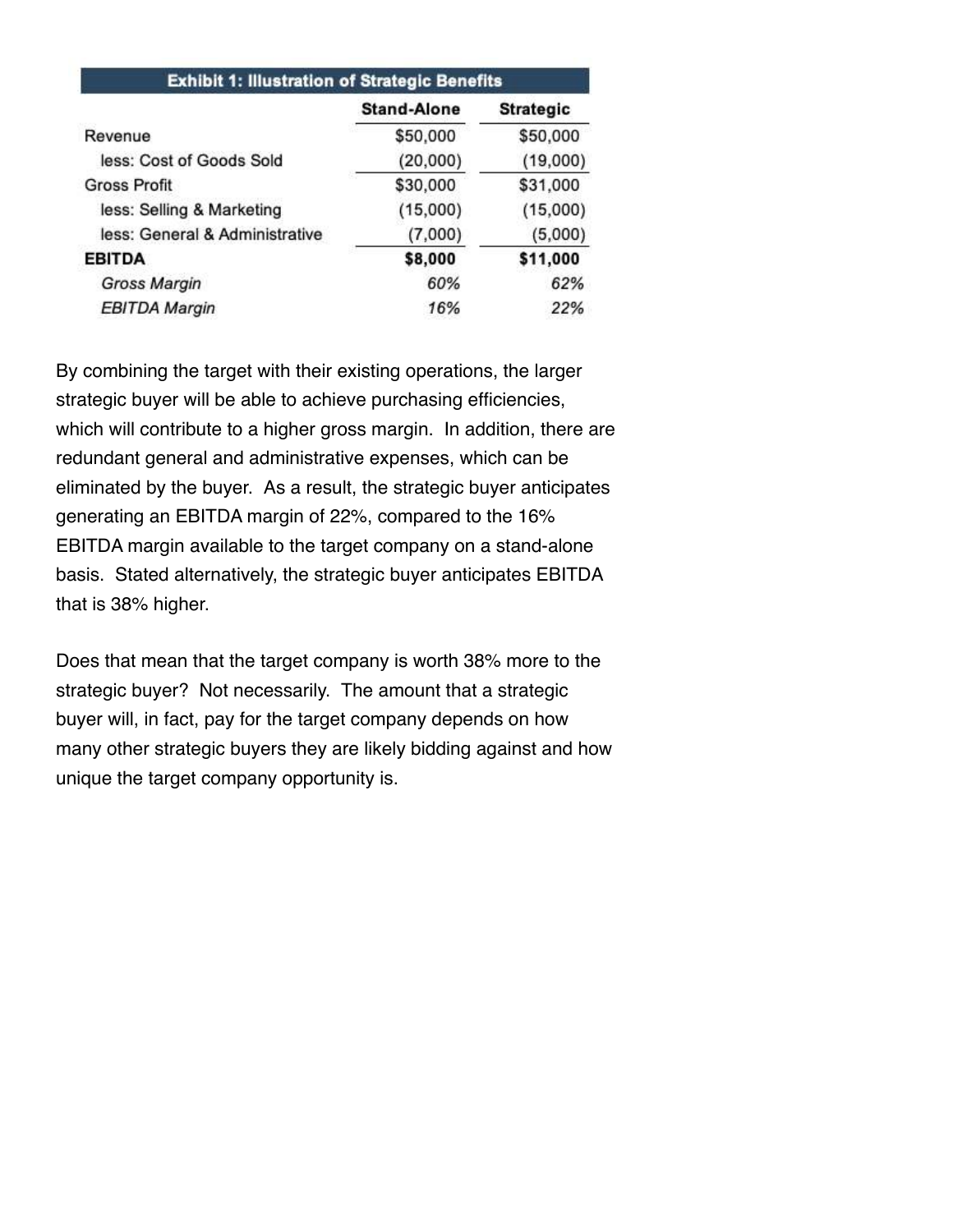**Exhibit 1: Illustration of Strategic Benefits**

| | Stand-Alone | Strategic |
|---|---|---|
| Revenue | $50,000 | $50,000 |
| less: Cost of Goods Sold | (20,000) | (19,000) |
| Gross Profit | $30,000 | $31,000 |
| less: Selling & Marketing | (15,000) | (15,000) |
| less: General & Administrative | (7,000) | (5,000) |
| **EBITDA** | **$8,000** | **$11,000** |
| *Gross Margin* | *60%* | *62%* |
| *EBITDA Margin* | *16%* | *22%* |

By combining the target with their existing operations, the larger strategic buyer will be able to achieve purchasing efficiencies, which will contribute to a higher gross margin. In addition, there are redundant general and administrative expenses, which can be eliminated by the buyer. As a result, the strategic buyer anticipates generating an EBITDA margin of 22%, compared to the 16% EBITDA margin available to the target company on a stand-alone basis. Stated alternatively, the strategic buyer anticipates EBITDA that is 38% higher.

Does that mean that the target company is worth 38% more to the strategic buyer? Not necessarily. The amount that a strategic buyer will, in fact, pay for the target company depends on how many other strategic buyers they are likely bidding against and how unique the target company opportunity is.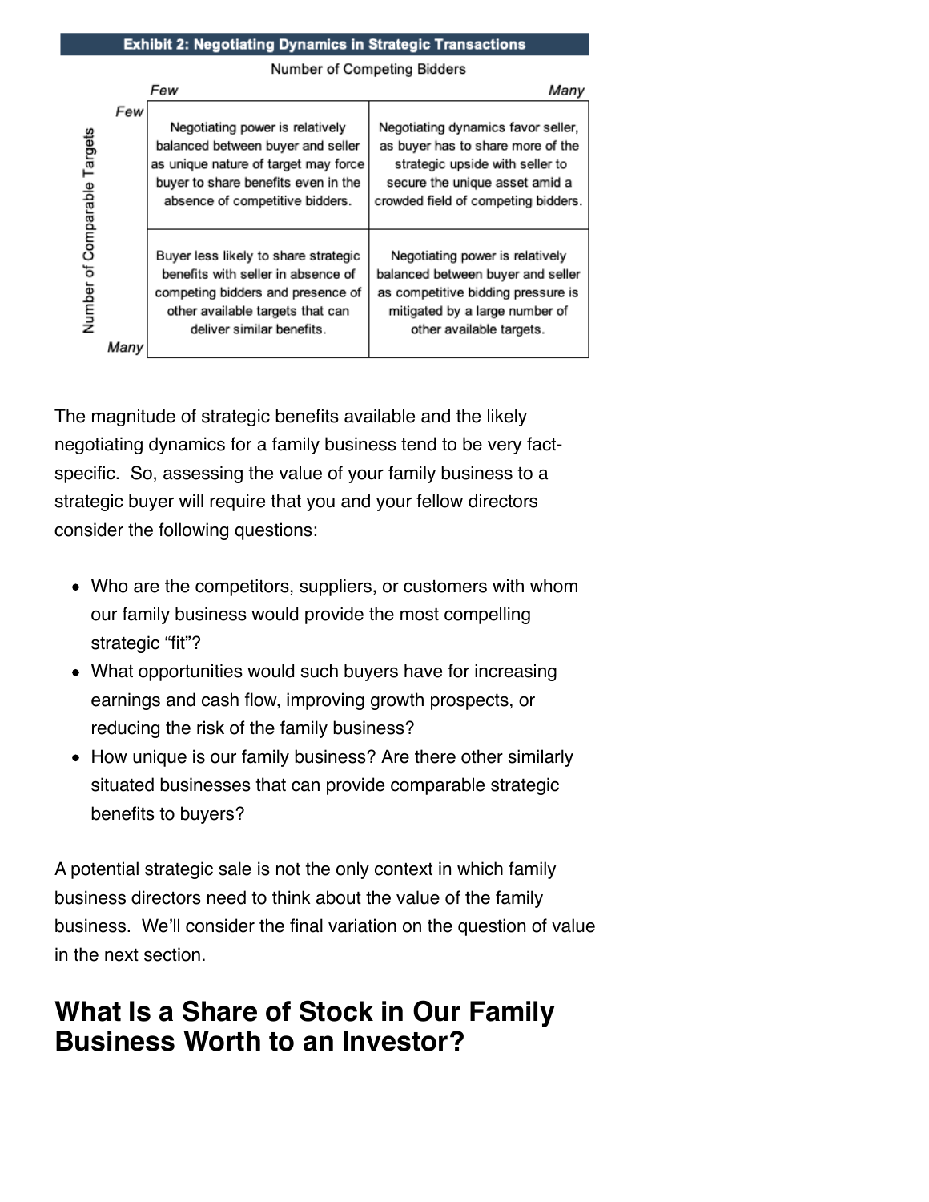**Exhibit 2: Negotiating Dynamics in Strategic Transactions**

| Number of Comparable Targets \ Number of Competing Bidders | Few | Many |
|---|---|---|
| **Few** | Negotiating power is relatively balanced between buyer and seller as unique nature of target may force buyer to share benefits even in the absence of competitive bidders. | Negotiating dynamics favor seller, as buyer has to share more of the strategic upside with seller to secure the unique asset amid a crowded field of competing bidders. |
| **Many** | Buyer less likely to share strategic benefits with seller in absence of competing bidders and presence of other available targets that can deliver similar benefits. | Negotiating power is relatively balanced between buyer and seller as competitive bidding pressure is mitigated by a large number of other available targets. |

The magnitude of strategic benefits available and the likely negotiating dynamics for a family business tend to be very fact-specific. So, assessing the value of your family business to a strategic buyer will require that you and your fellow directors consider the following questions:

- Who are the competitors, suppliers, or customers with whom our family business would provide the most compelling strategic "fit"?
- What opportunities would such buyers have for increasing earnings and cash flow, improving growth prospects, or reducing the risk of the family business?
- How unique is our family business? Are there other similarly situated businesses that can provide comparable strategic benefits to buyers?

A potential strategic sale is not the only context in which family business directors need to think about the value of the family business. We'll consider the final variation on the question of value in the next section.

## What Is a Share of Stock in Our Family Business Worth to an Investor?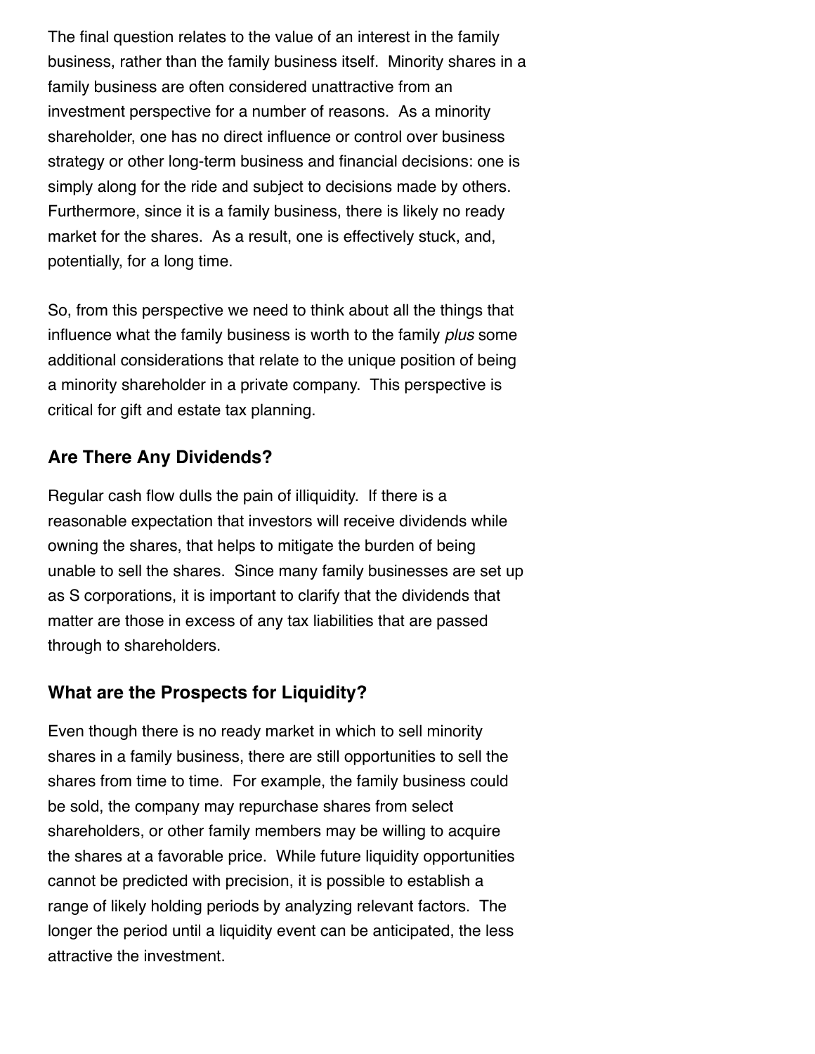The final question relates to the value of an interest in the family business, rather than the family business itself. Minority shares in a family business are often considered unattractive from an investment perspective for a number of reasons. As a minority shareholder, one has no direct influence or control over business strategy or other long-term business and financial decisions: one is simply along for the ride and subject to decisions made by others. Furthermore, since it is a family business, there is likely no ready market for the shares. As a result, one is effectively stuck, and, potentially, for a long time.

So, from this perspective we need to think about all the things that influence what the family business is worth to the family *plus* some additional considerations that relate to the unique position of being a minority shareholder in a private company. This perspective is critical for gift and estate tax planning.

## Are There Any Dividends?

Regular cash flow dulls the pain of illiquidity. If there is a reasonable expectation that investors will receive dividends while owning the shares, that helps to mitigate the burden of being unable to sell the shares. Since many family businesses are set up as S corporations, it is important to clarify that the dividends that matter are those in excess of any tax liabilities that are passed through to shareholders.

## What are the Prospects for Liquidity?

Even though there is no ready market in which to sell minority shares in a family business, there are still opportunities to sell the shares from time to time. For example, the family business could be sold, the company may repurchase shares from select shareholders, or other family members may be willing to acquire the shares at a favorable price. While future liquidity opportunities cannot be predicted with precision, it is possible to establish a range of likely holding periods by analyzing relevant factors. The longer the period until a liquidity event can be anticipated, the less attractive the investment.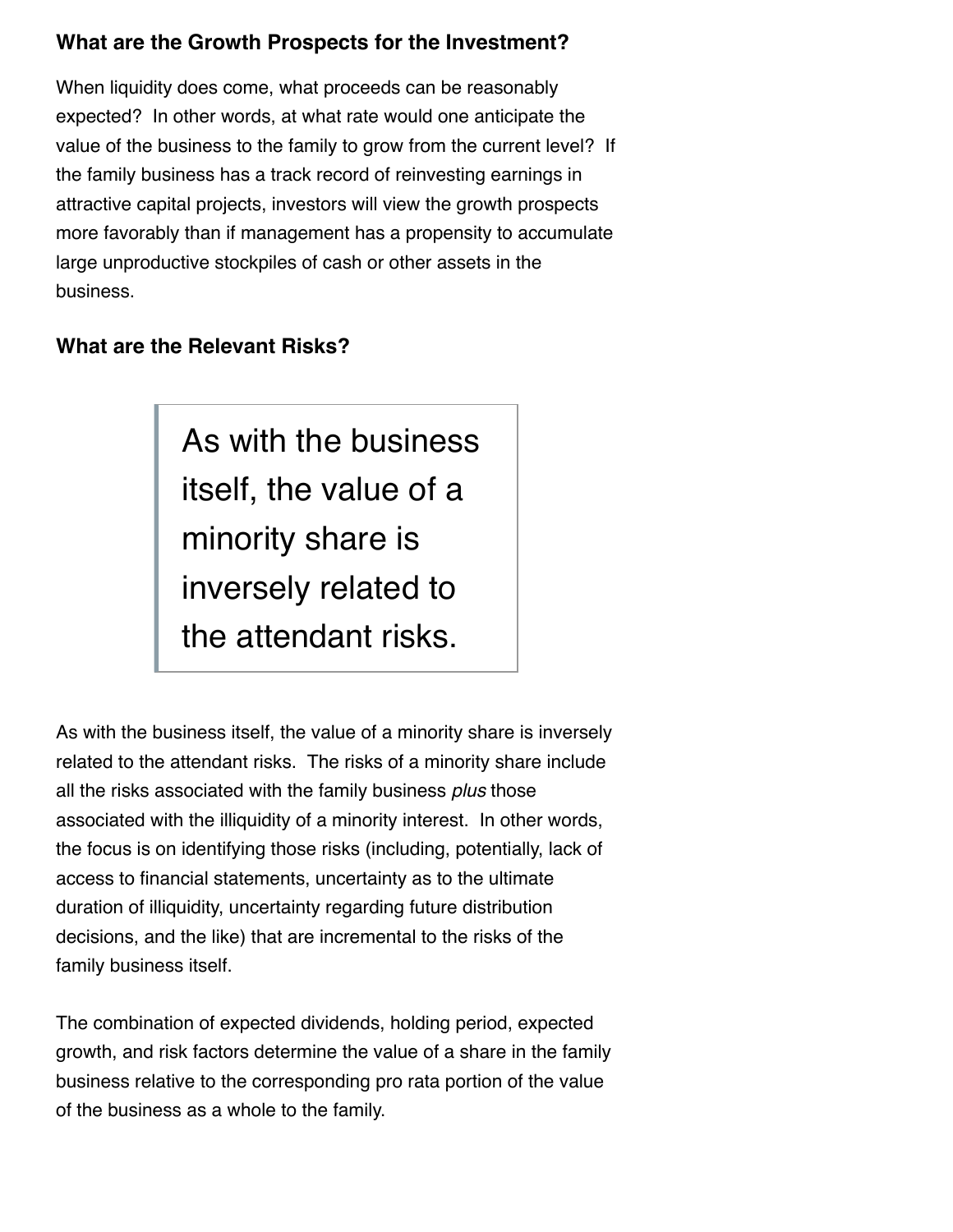### What are the Growth Prospects for the Investment?

When liquidity does come, what proceeds can be reasonably expected? In other words, at what rate would one anticipate the value of the business to the family to grow from the current level? If the family business has a track record of reinvesting earnings in attractive capital projects, investors will view the growth prospects more favorably than if management has a propensity to accumulate large unproductive stockpiles of cash or other assets in the business.

### What are the Relevant Risks?

> As with the business itself, the value of a minority share is inversely related to the attendant risks.

As with the business itself, the value of a minority share is inversely related to the attendant risks. The risks of a minority share include all the risks associated with the family business *plus* those associated with the illiquidity of a minority interest. In other words, the focus is on identifying those risks (including, potentially, lack of access to financial statements, uncertainty as to the ultimate duration of illiquidity, uncertainty regarding future distribution decisions, and the like) that are incremental to the risks of the family business itself.

The combination of expected dividends, holding period, expected growth, and risk factors determine the value of a share in the family business relative to the corresponding pro rata portion of the value of the business as a whole to the family.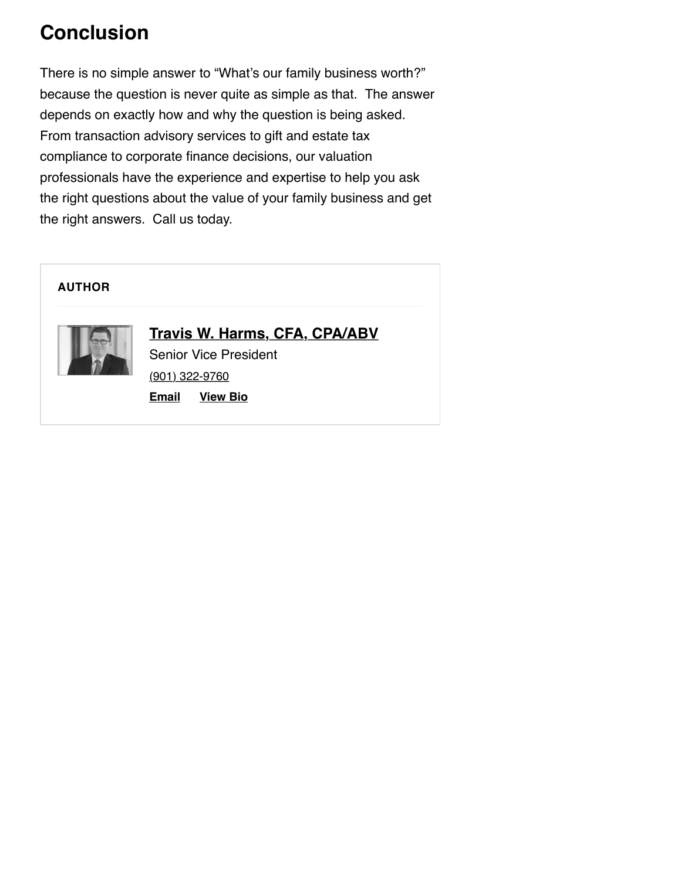## Conclusion

There is no simple answer to “What’s our family business worth?” because the question is never quite as simple as that.  The answer depends on exactly how and why the question is being asked.  From transaction advisory services to gift and estate tax compliance to corporate finance decisions, our valuation professionals have the experience and expertise to help you ask the right questions about the value of your family business and get the right answers.  Call us today.

**AUTHOR**

**Travis W. Harms, CFA, CPA/ABV**

Senior Vice President

(901) 322-9760

**Email** **View Bio**